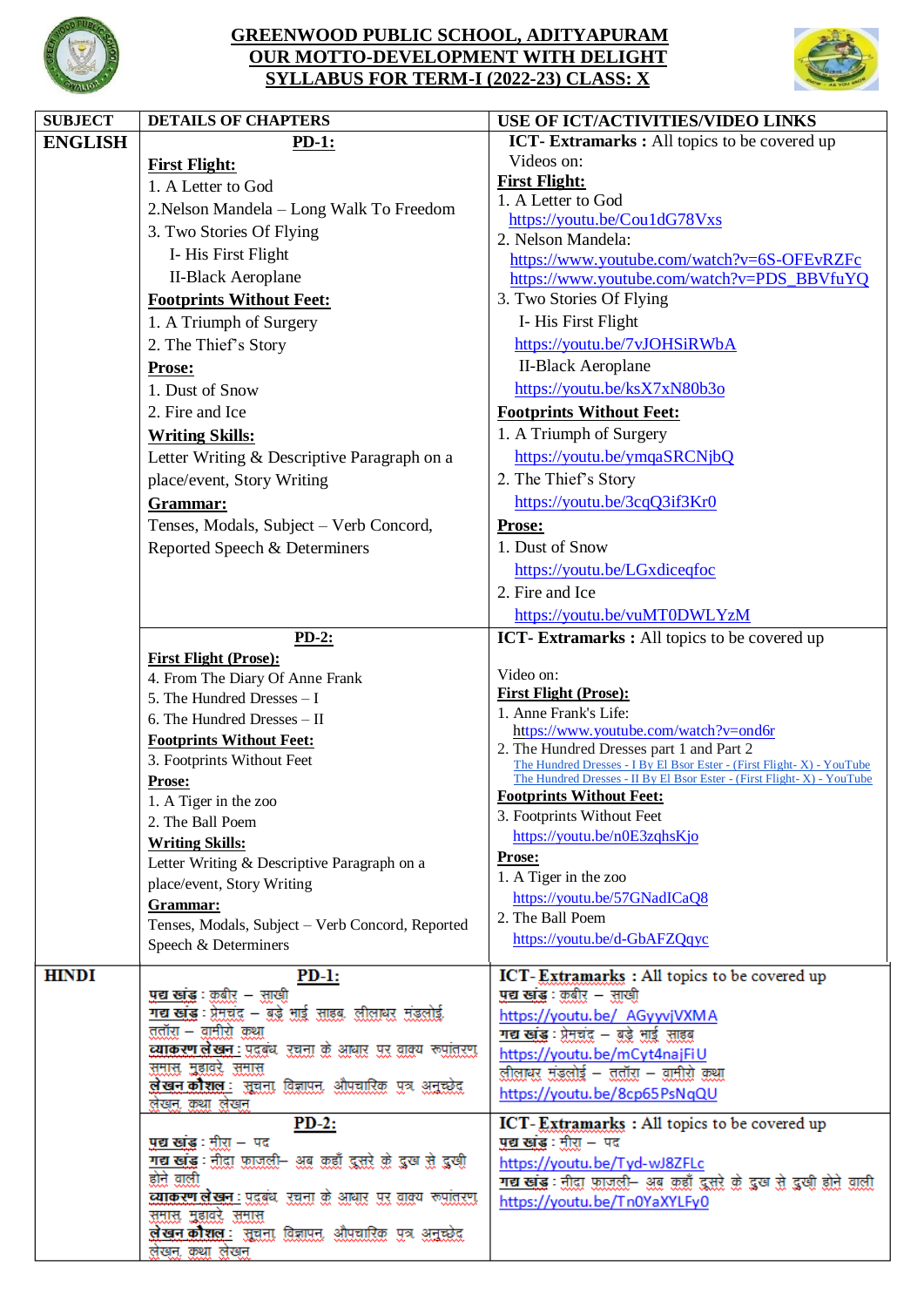# GREENWOOD PUBLIC SCHOOL, ADITYAPURAM

## OUR MOTTO-DEVELOPMENT WITH DELIGHT

## SYLLABUS FOR TERM-I (2022-23) CLASS: X

| SUBJECT | DETAILS OF CHAPTERS | USE OF ICT/ACTIVITIES/VIDEO LINKS |
|---|---|---|
| **ENGLISH** | **PD-1:**<br>**First Flight:**<br>1. A Letter to God<br>2.Nelson Mandela – Long Walk To Freedom<br>3. Two Stories Of Flying<br>I- His First Flight<br>II-Black Aeroplane<br>**Footprints Without Feet:**<br>1. A Triumph of Surgery<br>2. The Thief's Story<br>**Prose:**<br>1. Dust of Snow<br>2. Fire and Ice<br>**Writing Skills:**<br>Letter Writing & Descriptive Paragraph on a place/event, Story Writing<br>**Grammar:**<br>Tenses, Modals, Subject – Verb Concord, Reported Speech & Determiners | **ICT- Extramarks :** All topics to be covered up<br>Videos on:<br>**First Flight:**<br>1. A Letter to God<br>https://youtu.be/Cou1dG78Vxs<br>2. Nelson Mandela:<br>https://www.youtube.com/watch?v=6S-OFEvRZFc<br>https://www.youtube.com/watch?v=PDS_BBVfuYQ<br>3. Two Stories Of Flying<br>I- His First Flight<br>https://youtu.be/7vJOHSiRWbA<br>II-Black Aeroplane<br>https://youtu.be/ksX7xN80b3o<br>**Footprints Without Feet:**<br>1. A Triumph of Surgery<br>https://youtu.be/ymqaSRCNjbQ<br>2. The Thief's Story<br>https://youtu.be/3cqQ3if3Kr0<br>**Prose:**<br>1. Dust of Snow<br>https://youtu.be/LGxdiceqfoc<br>2. Fire and Ice<br>https://youtu.be/vuMT0DWLYzM |
| | **PD-2:**<br>**First Flight (Prose):**<br>4. From The Diary Of Anne Frank<br>5. The Hundred Dresses – I<br>6. The Hundred Dresses – II<br>**Footprints Without Feet:**<br>3. Footprints Without Feet<br>**Prose:**<br>1. A Tiger in the zoo<br>2. The Ball Poem<br>**Writing Skills:**<br>Letter Writing & Descriptive Paragraph on a place/event, Story Writing<br>**Grammar:**<br>Tenses, Modals, Subject – Verb Concord, Reported Speech & Determiners | **ICT- Extramarks :** All topics to be covered up<br>Video on:<br>**First Flight (Prose):**<br>1. Anne Frank's Life:<br>https://www.youtube.com/watch?v=ond6r<br>2. The Hundred Dresses part 1 and Part 2<br>The Hundred Dresses - I By El Bsor Ester - (First Flight- X) - YouTube<br>The Hundred Dresses - II By El Bsor Ester - (First Flight- X) - YouTube<br>**Footprints Without Feet:**<br>3. Footprints Without Feet<br>https://youtu.be/n0E3zqhsKjo<br>**Prose:**<br>1. A Tiger in the zoo<br>https://youtu.be/57GNadICaQ8<br>2. The Ball Poem<br>https://youtu.be/d-GbAFZQqyc |
| **HINDI** | **PD-1:**<br>**पद्य खंड** : कबीर – साखी<br>**गद्य खंड** : प्रेमचंद – बड़े भाई साहब, लीलाधर मंडलोई, तताँरा – वामीरो कथा<br>**व्याकरण लेखन** : पदबंध, रचना के आधार पर वाक्य रूपांतरण, समास, मुहावरे, समास<br>**लेखन कौशल** : सूचना, विज्ञापन, औपचारिक पत्र, अनुच्छेद लेखन, कथा लेखन | **ICT- Extramarks :** All topics to be covered up<br>**पद्य खंड** : कबीर – साखी<br>https://youtu.be/_AGyyvjVXMA<br>**गद्य खंड** : प्रेमचंद – बड़े भाई साहब<br>https://youtu.be/mCyt4najFiU<br>लीलाधर मंडलोई – तताँरा – वामीरो कथा<br>https://youtu.be/8cp65PsNqQU |
| | **PD-2:**<br>**पद्य खंड** : मीरा – पद<br>**गद्य खंड** : नीदा फ़ाज़ली– अब कहाँ दूसरे के दुख से दुखी होने वाली<br>**व्याकरण लेखन** : पदबंध, रचना के आधार पर वाक्य रूपांतरण, समास, मुहावरे, समास<br>**लेखन कौशल** : सूचना, विज्ञापन, औपचारिक पत्र, अनुच्छेद लेखन, कथा लेखन | **ICT- Extramarks :** All topics to be covered up<br>**पद्य खंड** : मीरा – पद<br>https://youtu.be/Tyd-wJ8ZFLc<br>**गद्य खंड** : नीदा फ़ाज़ली– अब कहाँ दूसरे के दुख से दुखी होने वाली<br>https://youtu.be/Tn0YaXYLFy0 |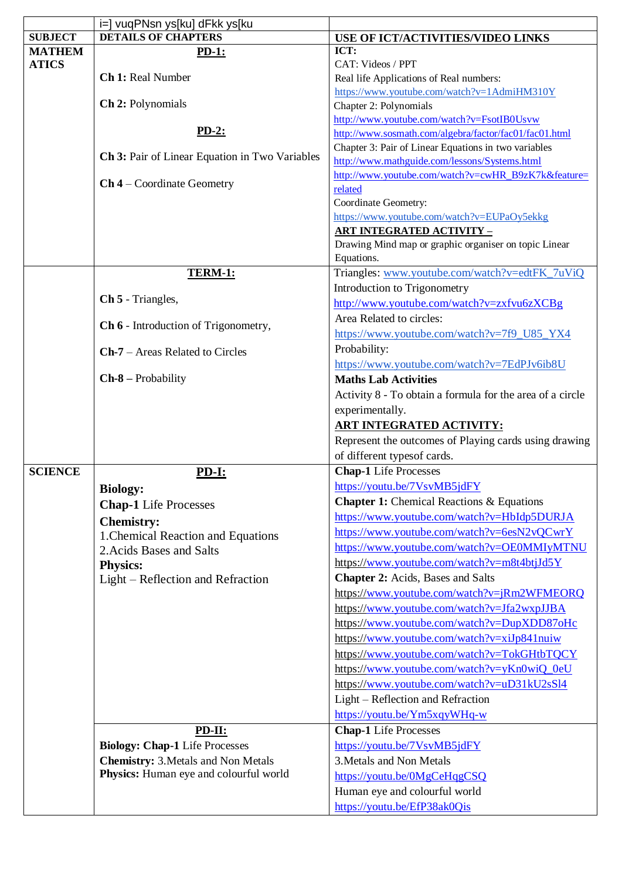| | i=] vuqPNsn ys[ku] dFkk ys[ku | |
|---|---|---|
| **SUBJECT** | **DETAILS OF CHAPTERS** | **USE OF ICT/ACTIVITIES/VIDEO LINKS** |
| **MATHEMATICS** | **PD-1:**<br><br>**Ch 1:** Real Number<br><br>**Ch 2:** Polynomials<br><br>**PD-2:**<br><br>**Ch 3:** Pair of Linear Equation in Two Variables<br><br>**Ch 4** – Coordinate Geometry | **ICT:**<br>CAT: Videos / PPT<br>Real life Applications of Real numbers:<br>https://www.youtube.com/watch?v=1AdmiHM310Y<br>Chapter 2: Polynomials<br>http://www.youtube.com/watch?v=FsotIB0Usvw<br>http://www.sosmath.com/algebra/factor/fac01/fac01.html<br>Chapter 3: Pair of Linear Equations in two variables<br>http://www.mathguide.com/lessons/Systems.html<br>http://www.youtube.com/watch?v=cwHR_B9zK7k&feature=related<br>Coordinate Geometry:<br>https://www.youtube.com/watch?v=EUPaOy5ekkg<br>**ART INTEGRATED ACTIVITY –**<br>Drawing Mind map or graphic organiser on topic Linear Equations. |
| | **TERM-1:**<br><br>**Ch 5** - Triangles,<br><br>**Ch 6** - Introduction of Trigonometry,<br><br>**Ch-7** – Areas Related to Circles<br><br>**Ch-8 –** Probability | Triangles: www.youtube.com/watch?v=edtFK_7uViQ<br>Introduction to Trigonometry<br>http://www.youtube.com/watch?v=zxfvu6zXCBg<br>Area Related to circles:<br>https://www.youtube.com/watch?v=7f9_U85_YX4<br>Probability:<br>https://www.youtube.com/watch?v=7EdPJv6ib8U<br>**Maths Lab Activities**<br>Activity 8 - To obtain a formula for the area of a circle experimentally.<br>**ART INTEGRATED ACTIVITY:**<br>Represent the outcomes of Playing cards using drawing of different typesof cards. |
| **SCIENCE** | **PD-I:**<br>**Biology:**<br>**Chap-1** Life Processes<br>**Chemistry:**<br>1.Chemical Reaction and Equations<br>2.Acids Bases and Salts<br>**Physics:**<br>Light – Reflection and Refraction | **Chap-1** Life Processes<br>https://youtu.be/7VsvMB5jdFY<br>**Chapter 1:** Chemical Reactions & Equations<br>https://www.youtube.com/watch?v=HbIdp5DURJA<br>https://www.youtube.com/watch?v=6esN2vQCwrY<br>https://www.youtube.com/watch?v=OE0MMIyMTNU<br>https://www.youtube.com/watch?v=m8t4btjJd5Y<br>**Chapter 2:** Acids, Bases and Salts<br>https://www.youtube.com/watch?v=jRm2WFMEORQ<br>https://www.youtube.com/watch?v=Jfa2wxpJJBA<br>https://www.youtube.com/watch?v=DupXDD87oHc<br>https://www.youtube.com/watch?v=xiJp841nuiw<br>https://www.youtube.com/watch?v=TokGHtbTQCY<br>https://www.youtube.com/watch?v=yKn0wiQ_0eU<br>https://www.youtube.com/watch?v=uD31kU2sSl4<br>Light – Reflection and Refraction<br>https://youtu.be/Ym5xqyWHq-w |
| | **PD-II:**<br>**Biology: Chap-1** Life Processes<br>**Chemistry:** 3.Metals and Non Metals<br>**Physics:** Human eye and colourful world | **Chap-1** Life Processes<br>https://youtu.be/7VsvMB5jdFY<br>3.Metals and Non Metals<br>https://youtu.be/0MgCeHqgCSQ<br>Human eye and colourful world<br>https://youtu.be/EfP38ak0Qis |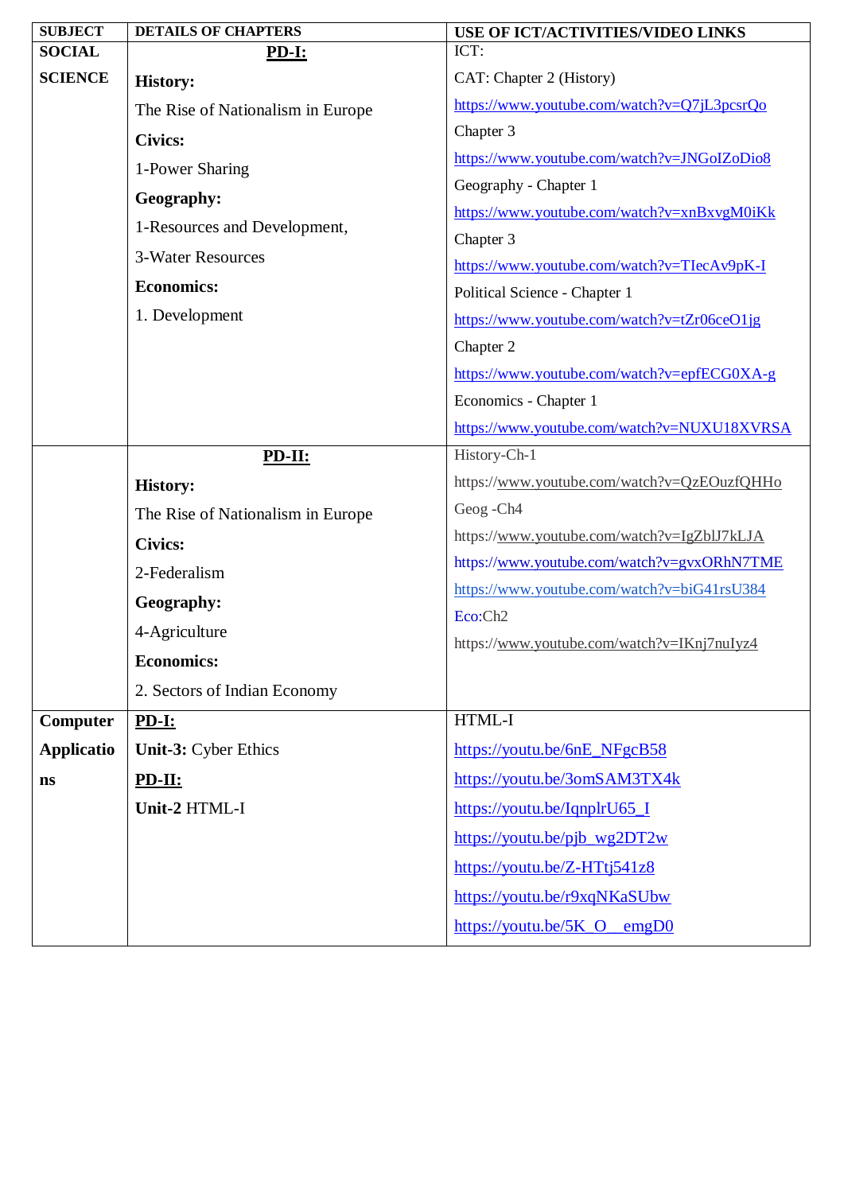| SUBJECT | DETAILS OF CHAPTERS | USE OF ICT/ACTIVITIES/VIDEO LINKS |
|---|---|---|
| **SOCIAL SCIENCE** | **PD-I:**<br>**History:**<br>The Rise of Nationalism in Europe<br>**Civics:**<br>1-Power Sharing<br>**Geography:**<br>1-Resources and Development,<br>3-Water Resources<br>**Economics:**<br>1. Development | ICT:<br>CAT: Chapter 2 (History)<br>https://www.youtube.com/watch?v=Q7jL3pcsrQo<br>Chapter 3<br>https://www.youtube.com/watch?v=JNGoIZoDio8<br>Geography - Chapter 1<br>https://www.youtube.com/watch?v=xnBxvgM0iKk<br>Chapter 3<br>https://www.youtube.com/watch?v=TIecAv9pK-I<br>Political Science - Chapter 1<br>https://www.youtube.com/watch?v=tZr06ceO1jg<br>Chapter 2<br>https://www.youtube.com/watch?v=epfECG0XA-g<br>Economics - Chapter 1<br>https://www.youtube.com/watch?v=NUXU18XVRSA |
| | **PD-II:**<br>**History:**<br>The Rise of Nationalism in Europe<br>**Civics:**<br>2-Federalism<br>**Geography:**<br>4-Agriculture<br>**Economics:**<br>2. Sectors of Indian Economy | History-Ch-1<br>https://www.youtube.com/watch?v=QzEOuzfQHHo<br>Geog -Ch4<br>https://www.youtube.com/watch?v=IgZblJ7kLJA<br>https://www.youtube.com/watch?v=gvxORhN7TME<br>https://www.youtube.com/watch?v=biG41rsU384<br>Eco:Ch2<br>https://www.youtube.com/watch?v=IKnj7nuIyz4 |
| **Computer Applications** | **PD-I:**<br>**Unit-3:** Cyber Ethics<br>**PD-II:**<br>**Unit-2** HTML-I | HTML-I<br>https://youtu.be/6nE_NFgcB58<br>https://youtu.be/3omSAM3TX4k<br>https://youtu.be/IqnplrU65_I<br>https://youtu.be/pjb_wg2DT2w<br>https://youtu.be/Z-HTtj541z8<br>https://youtu.be/r9xqNKaSUbw<br>https://youtu.be/5K_O__emgD0 |